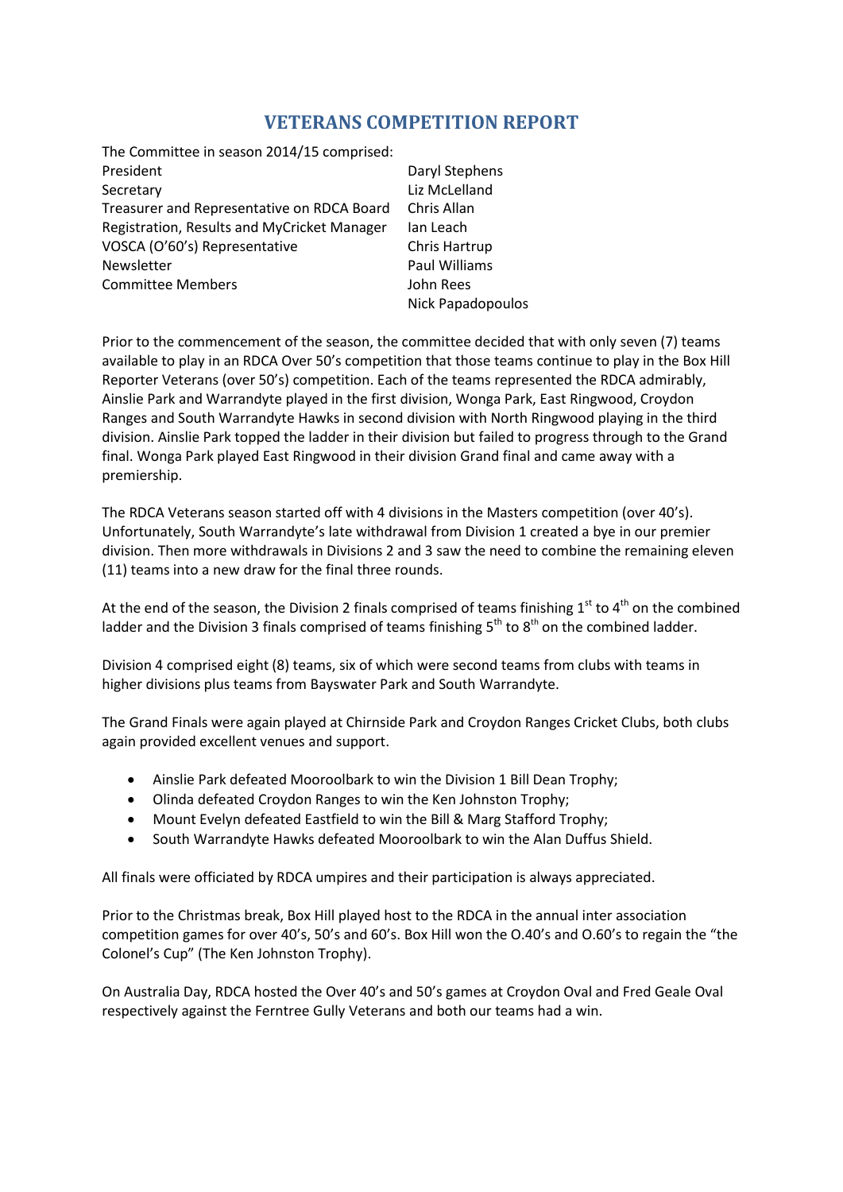# VETERANS COMPETITION REPORT

The Committee in season 2014/15 comprised:

| | |
|---|---|
| President | Daryl Stephens |
| Secretary | Liz McLelland |
| Treasurer and Representative on RDCA Board | Chris Allan |
| Registration, Results and MyCricket Manager | Ian Leach |
| VOSCA (O'60's) Representative | Chris Hartrup |
| Newsletter | Paul Williams |
| Committee Members | John Rees |
| | Nick Papadopoulos |

Prior to the commencement of the season, the committee decided that with only seven (7) teams available to play in an RDCA Over 50's competition that those teams continue to play in the Box Hill Reporter Veterans (over 50's) competition. Each of the teams represented the RDCA admirably, Ainslie Park and Warrandyte played in the first division, Wonga Park, East Ringwood, Croydon Ranges and South Warrandyte Hawks in second division with North Ringwood playing in the third division. Ainslie Park topped the ladder in their division but failed to progress through to the Grand final. Wonga Park played East Ringwood in their division Grand final and came away with a premiership.

The RDCA Veterans season started off with 4 divisions in the Masters competition (over 40's). Unfortunately, South Warrandyte's late withdrawal from Division 1 created a bye in our premier division. Then more withdrawals in Divisions 2 and 3 saw the need to combine the remaining eleven (11) teams into a new draw for the final three rounds.

At the end of the season, the Division 2 finals comprised of teams finishing 1st to 4th on the combined ladder and the Division 3 finals comprised of teams finishing 5th to 8th on the combined ladder.

Division 4 comprised eight (8) teams, six of which were second teams from clubs with teams in higher divisions plus teams from Bayswater Park and South Warrandyte.

The Grand Finals were again played at Chirnside Park and Croydon Ranges Cricket Clubs, both clubs again provided excellent venues and support.

- Ainslie Park defeated Mooroolbark to win the Division 1 Bill Dean Trophy;
- Olinda defeated Croydon Ranges to win the Ken Johnston Trophy;
- Mount Evelyn defeated Eastfield to win the Bill & Marg Stafford Trophy;
- South Warrandyte Hawks defeated Mooroolbark to win the Alan Duffus Shield.

All finals were officiated by RDCA umpires and their participation is always appreciated.

Prior to the Christmas break, Box Hill played host to the RDCA in the annual inter association competition games for over 40's, 50's and 60's. Box Hill won the O.40's and O.60's to regain the "the Colonel's Cup" (The Ken Johnston Trophy).

On Australia Day, RDCA hosted the Over 40's and 50's games at Croydon Oval and Fred Geale Oval respectively against the Ferntree Gully Veterans and both our teams had a win.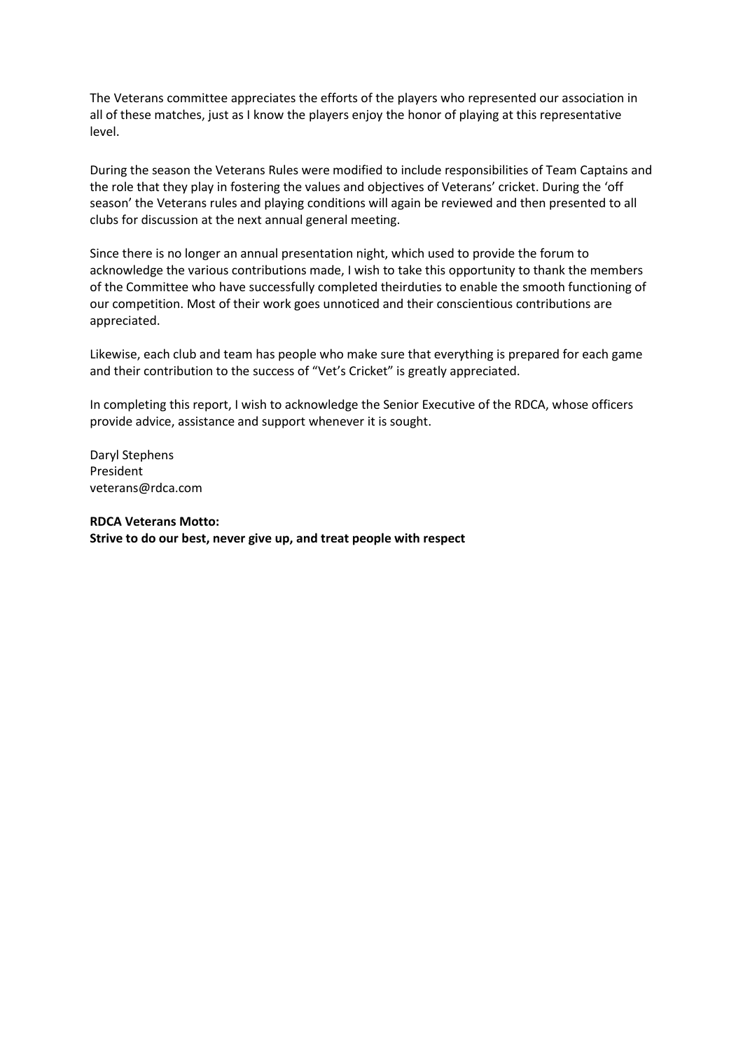The Veterans committee appreciates the efforts of the players who represented our association in all of these matches, just as I know the players enjoy the honor of playing at this representative level.

During the season the Veterans Rules were modified to include responsibilities of Team Captains and the role that they play in fostering the values and objectives of Veterans' cricket. During the 'off season' the Veterans rules and playing conditions will again be reviewed and then presented to all clubs for discussion at the next annual general meeting.

Since there is no longer an annual presentation night, which used to provide the forum to acknowledge the various contributions made, I wish to take this opportunity to thank the members of the Committee who have successfully completed theirduties to enable the smooth functioning of our competition. Most of their work goes unnoticed and their conscientious contributions are appreciated.

Likewise, each club and team has people who make sure that everything is prepared for each game and their contribution to the success of "Vet's Cricket" is greatly appreciated.

In completing this report, I wish to acknowledge the Senior Executive of the RDCA, whose officers provide advice, assistance and support whenever it is sought.

Daryl Stephens
President
veterans@rdca.com

**RDCA Veterans Motto:**
**Strive to do our best, never give up, and treat people with respect**